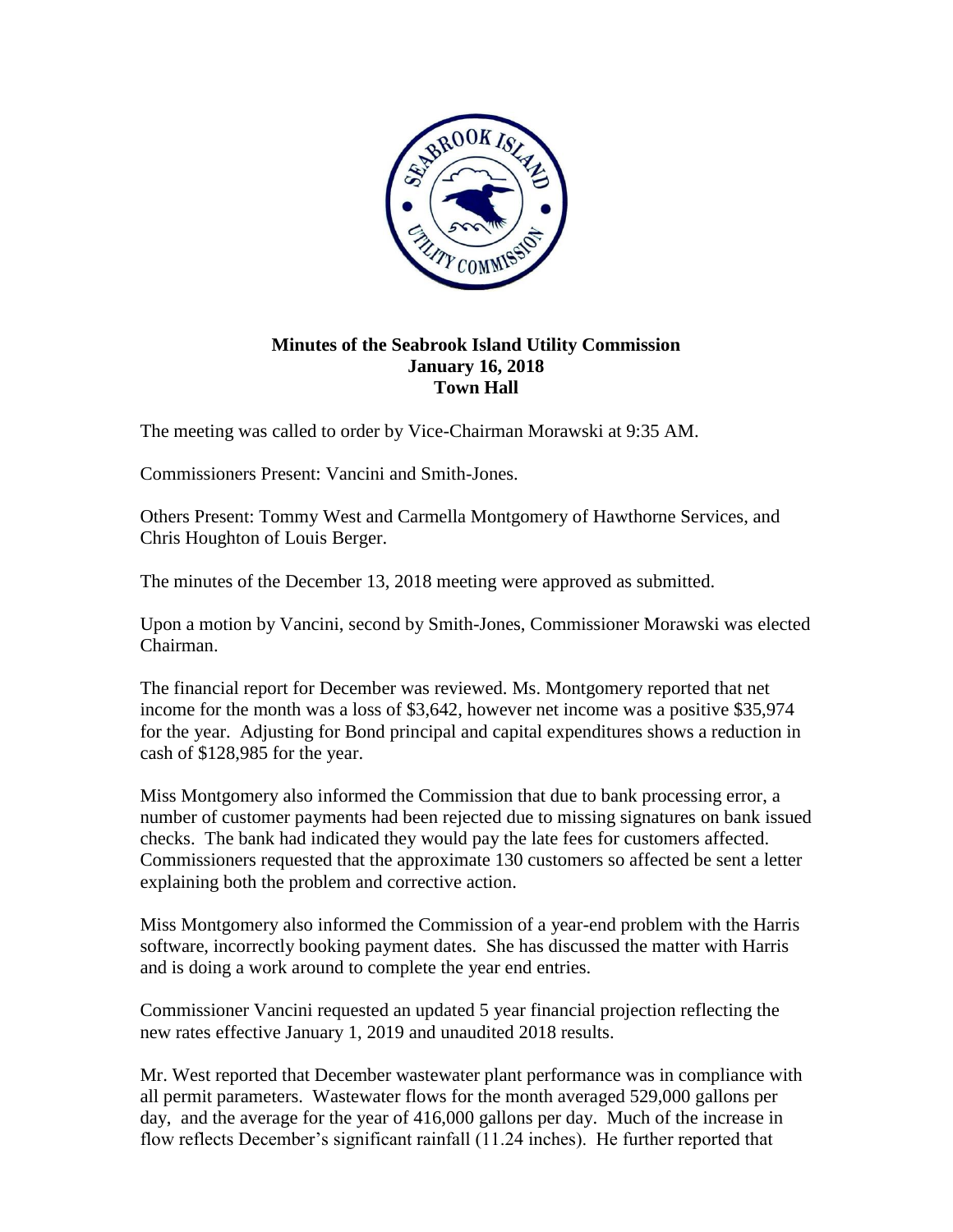**Minutes of the Seabrook Island Utility Commission**
**January 16, 2018**
**Town Hall**

The meeting was called to order by Vice-Chairman Morawski at 9:35 AM.

Commissioners Present: Vancini and Smith-Jones.

Others Present: Tommy West and Carmella Montgomery of Hawthorne Services, and Chris Houghton of Louis Berger.

The minutes of the December 13, 2018 meeting were approved as submitted.

Upon a motion by Vancini, second by Smith-Jones, Commissioner Morawski was elected Chairman.

The financial report for December was reviewed. Ms. Montgomery reported that net income for the month was a loss of $3,642, however net income was a positive $35,974 for the year. Adjusting for Bond principal and capital expenditures shows a reduction in cash of $128,985 for the year.

Miss Montgomery also informed the Commission that due to bank processing error, a number of customer payments had been rejected due to missing signatures on bank issued checks. The bank had indicated they would pay the late fees for customers affected. Commissioners requested that the approximate 130 customers so affected be sent a letter explaining both the problem and corrective action.

Miss Montgomery also informed the Commission of a year-end problem with the Harris software, incorrectly booking payment dates. She has discussed the matter with Harris and is doing a work around to complete the year end entries.

Commissioner Vancini requested an updated 5 year financial projection reflecting the new rates effective January 1, 2019 and unaudited 2018 results.

Mr. West reported that December wastewater plant performance was in compliance with all permit parameters. Wastewater flows for the month averaged 529,000 gallons per day, and the average for the year of 416,000 gallons per day. Much of the increase in flow reflects December's significant rainfall (11.24 inches). He further reported that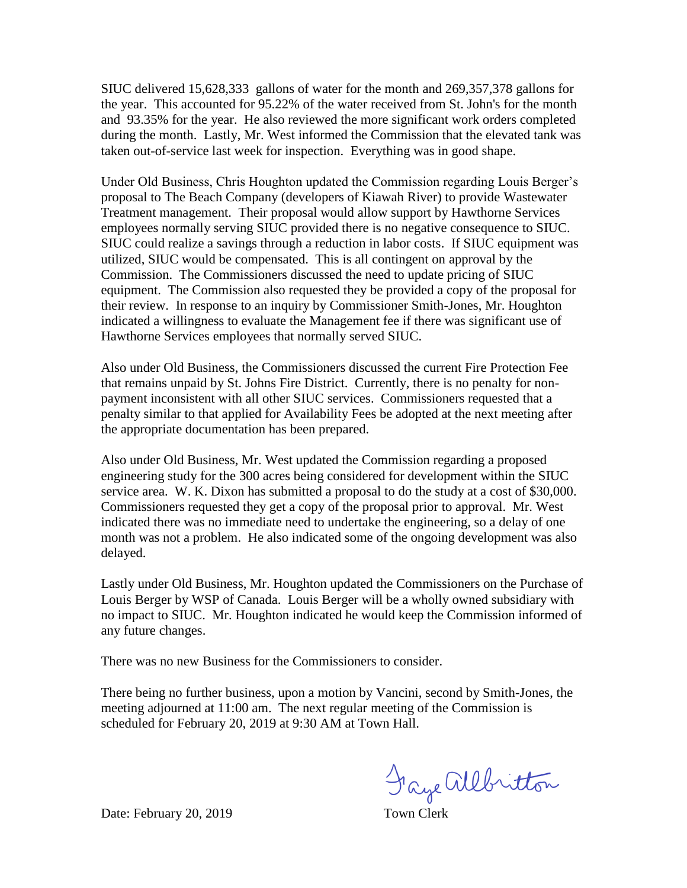SIUC delivered 15,628,333 gallons of water for the month and 269,357,378 gallons for the year. This accounted for 95.22% of the water received from St. John's for the month and 93.35% for the year. He also reviewed the more significant work orders completed during the month. Lastly, Mr. West informed the Commission that the elevated tank was taken out-of-service last week for inspection. Everything was in good shape.

Under Old Business, Chris Houghton updated the Commission regarding Louis Berger's proposal to The Beach Company (developers of Kiawah River) to provide Wastewater Treatment management. Their proposal would allow support by Hawthorne Services employees normally serving SIUC provided there is no negative consequence to SIUC. SIUC could realize a savings through a reduction in labor costs. If SIUC equipment was utilized, SIUC would be compensated. This is all contingent on approval by the Commission. The Commissioners discussed the need to update pricing of SIUC equipment. The Commission also requested they be provided a copy of the proposal for their review. In response to an inquiry by Commissioner Smith-Jones, Mr. Houghton indicated a willingness to evaluate the Management fee if there was significant use of Hawthorne Services employees that normally served SIUC.

Also under Old Business, the Commissioners discussed the current Fire Protection Fee that remains unpaid by St. Johns Fire District. Currently, there is no penalty for non-payment inconsistent with all other SIUC services. Commissioners requested that a penalty similar to that applied for Availability Fees be adopted at the next meeting after the appropriate documentation has been prepared.

Also under Old Business, Mr. West updated the Commission regarding a proposed engineering study for the 300 acres being considered for development within the SIUC service area. W. K. Dixon has submitted a proposal to do the study at a cost of $30,000. Commissioners requested they get a copy of the proposal prior to approval. Mr. West indicated there was no immediate need to undertake the engineering, so a delay of one month was not a problem. He also indicated some of the ongoing development was also delayed.

Lastly under Old Business, Mr. Houghton updated the Commissioners on the Purchase of Louis Berger by WSP of Canada. Louis Berger will be a wholly owned subsidiary with no impact to SIUC. Mr. Houghton indicated he would keep the Commission informed of any future changes.

There was no new Business for the Commissioners to consider.

There being no further business, upon a motion by Vancini, second by Smith-Jones, the meeting adjourned at 11:00 am. The next regular meeting of the Commission is scheduled for February 20, 2019 at 9:30 AM at Town Hall.

Faye Allbritton

Date: February 20, 2019 Town Clerk